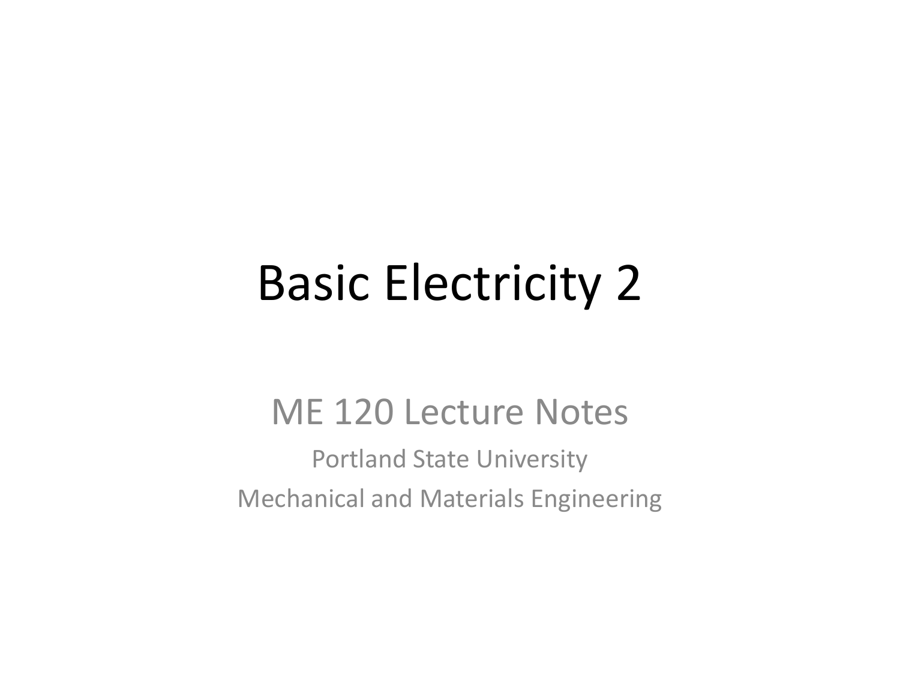# Basic Electricity 2

ME 120 Lecture Notes

Portland State University

Mechanical and Materials Engineering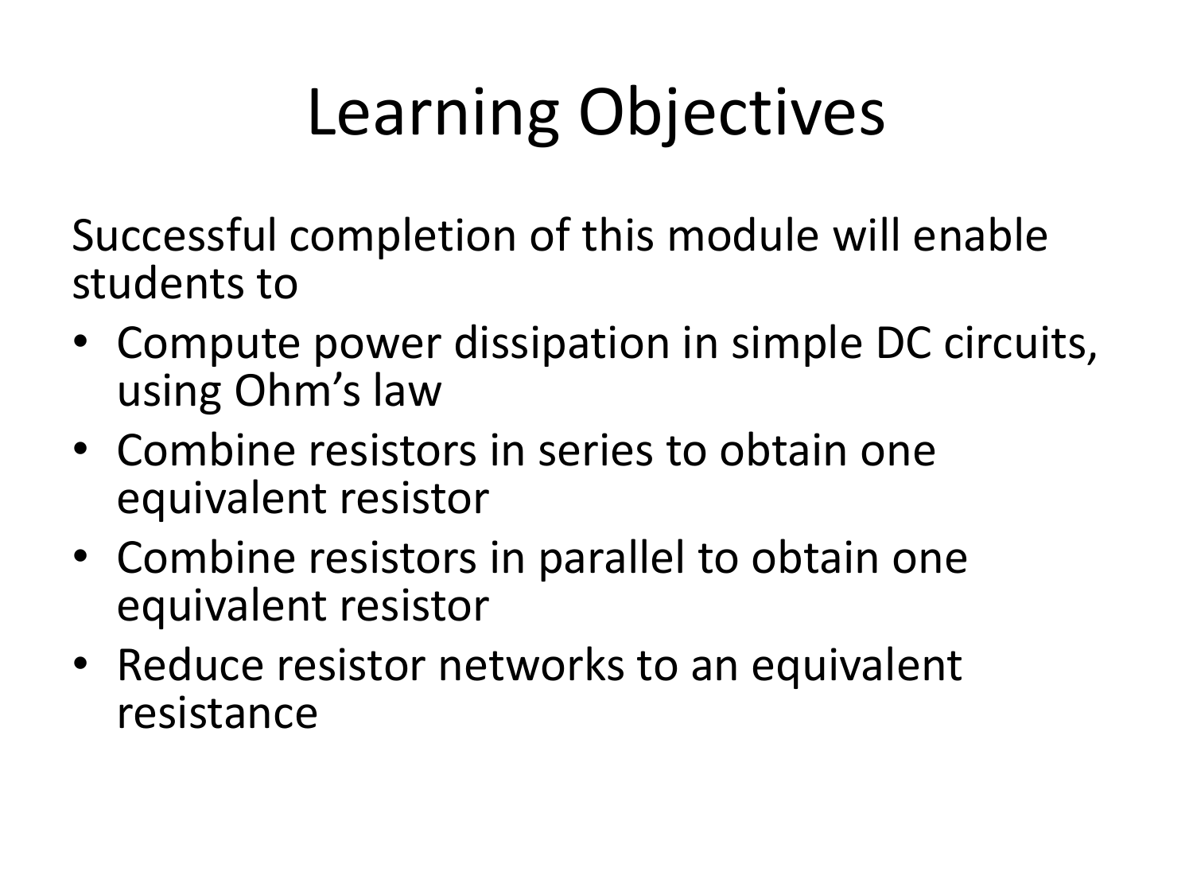# Learning Objectives

Successful completion of this module will enable students to

- Compute power dissipation in simple DC circuits, using Ohm's law
- Combine resistors in series to obtain one equivalent resistor
- Combine resistors in parallel to obtain one equivalent resistor
- Reduce resistor networks to an equivalent resistance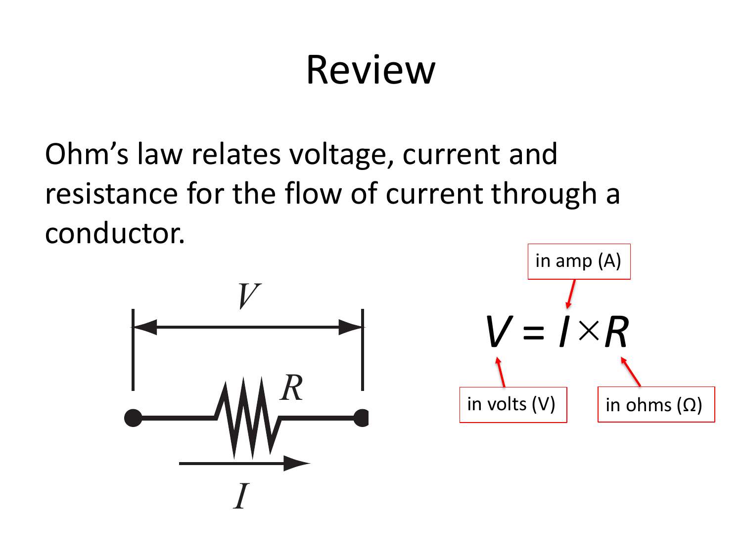# Review

Ohm's law relates voltage, current and resistance for the flow of current through a conductor.

$$V = I \times R$$

- $V$: in volts (V)
- $I$: in amp (A)
- $R$: in ohms (Ω)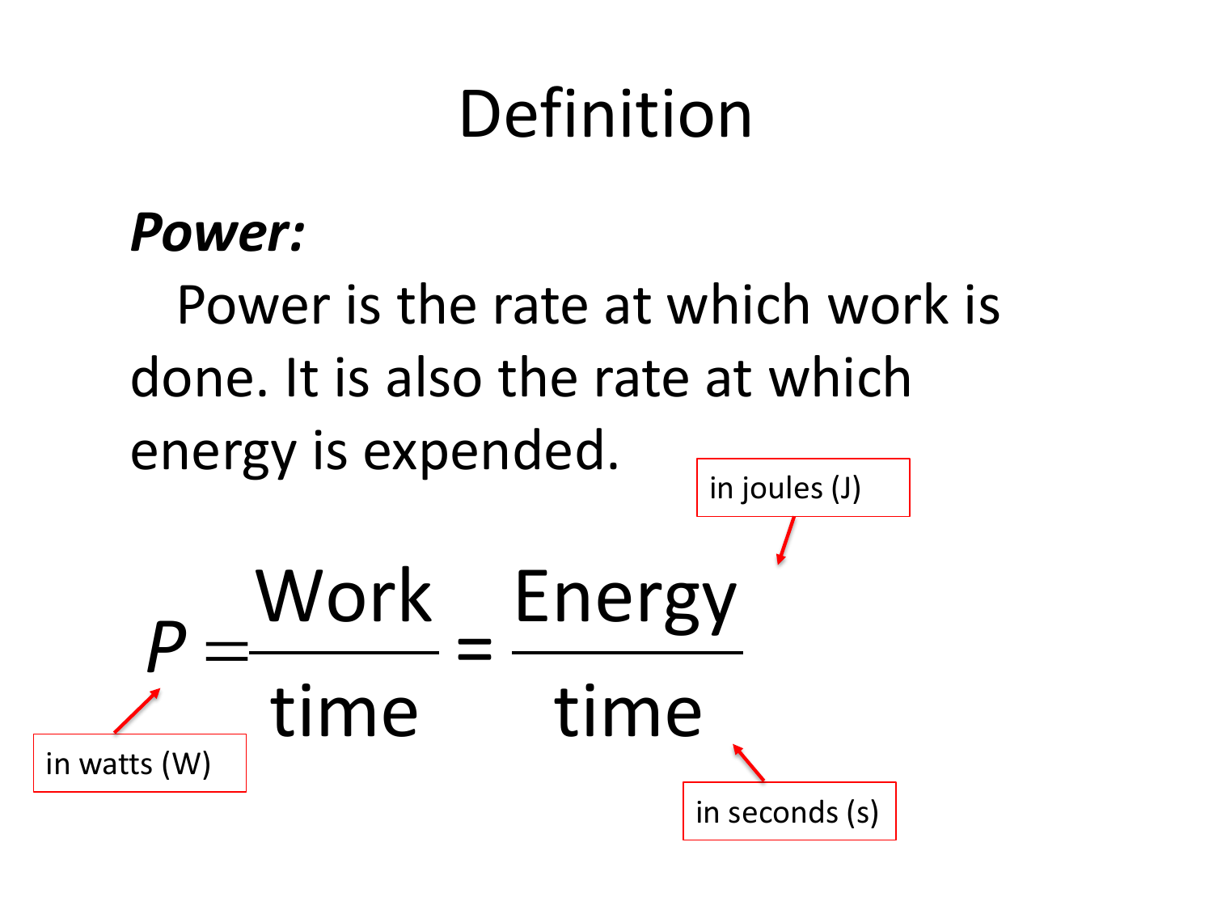# Definition

***Power:***

Power is the rate at which work is done. It is also the rate at which energy is expended.

$$P = \frac{\text{Work}}{\text{time}} = \frac{\text{Energy}}{\text{time}}$$

in watts (W)

in joules (J)

in seconds (s)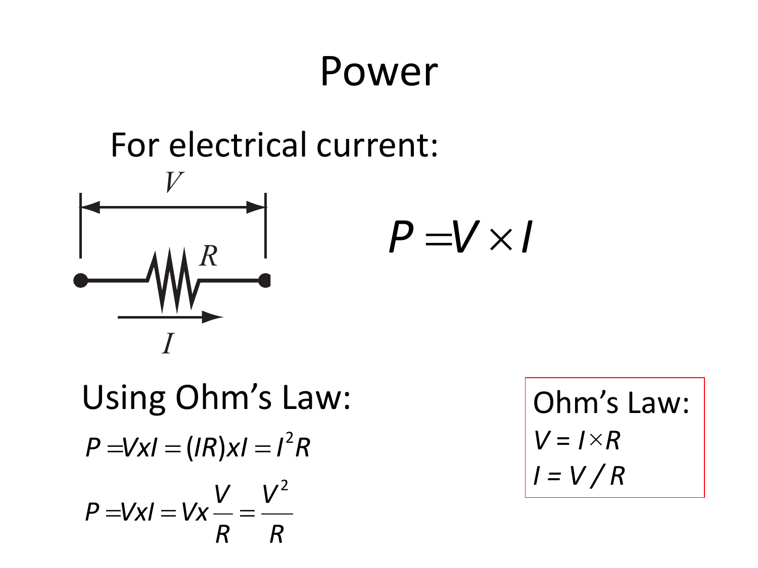# Power

For electrical current:

$$P = V \times I$$

Using Ohm's Law:

$$P = VxI = (IR)xI = I^2R$$

$$P = VxI = Vx\frac{V}{R} = \frac{V^2}{R}$$

Ohm's Law:

$V = I \times R$

$I = V / R$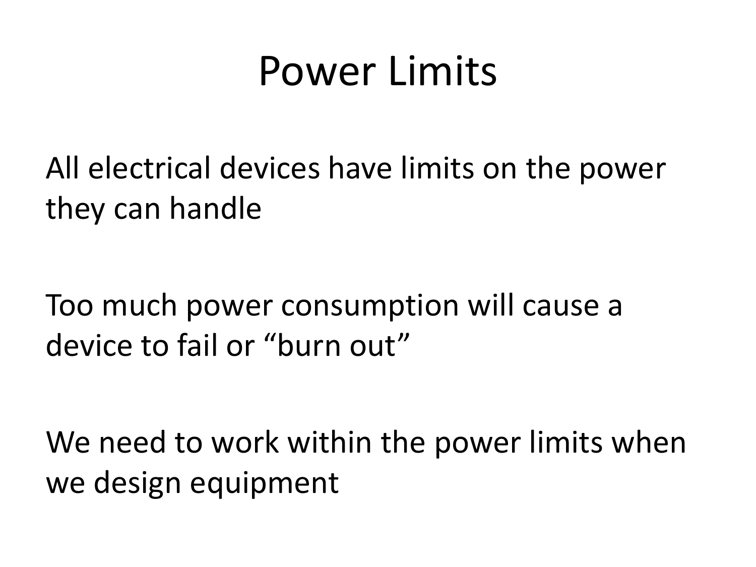# Power Limits

All electrical devices have limits on the power they can handle

Too much power consumption will cause a device to fail or “burn out”

We need to work within the power limits when we design equipment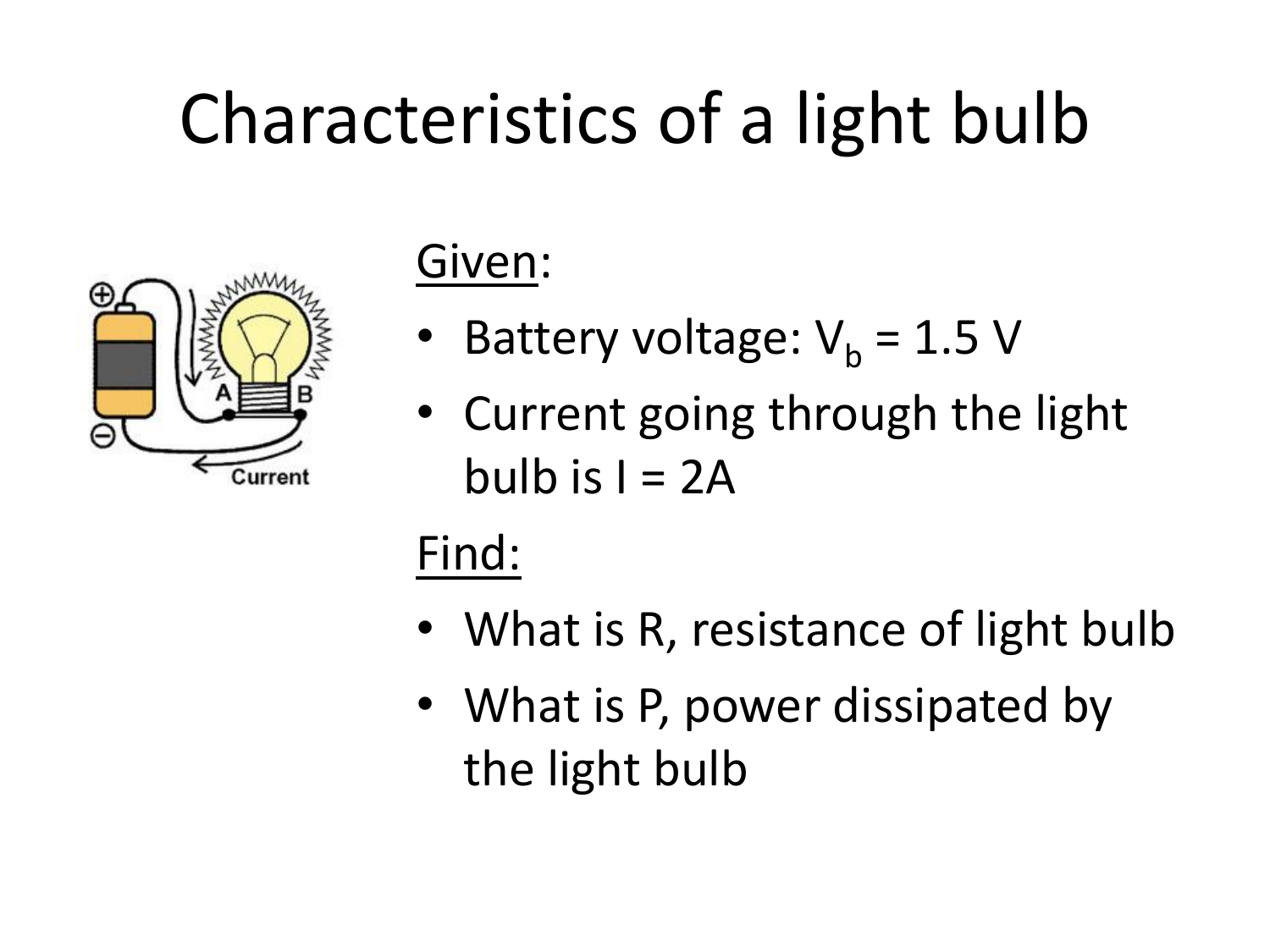# Characteristics of a light bulb

Given:

- Battery voltage: $V_b$ = 1.5 V
- Current going through the light bulb is I = 2A

Find:

- What is R, resistance of light bulb
- What is P, power dissipated by the light bulb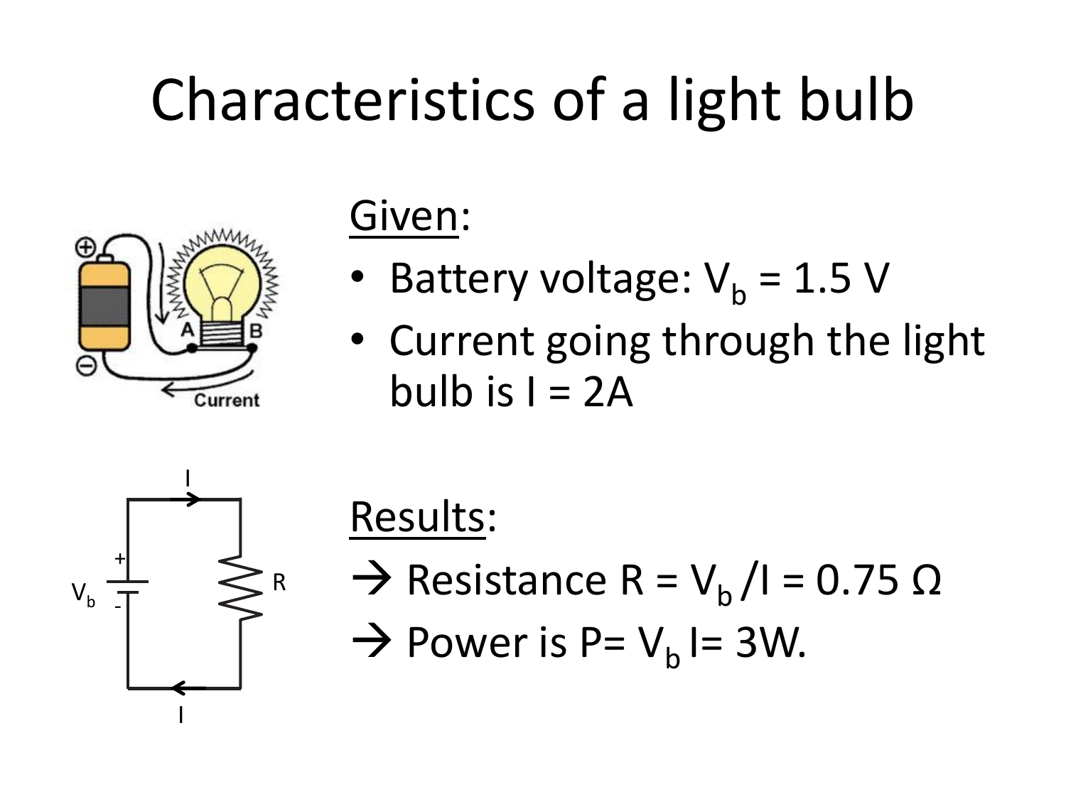# Characteristics of a light bulb

Given:

- Battery voltage: $V_b = 1.5$ V
- Current going through the light bulb is $I = 2A$

Results:

→ Resistance $R = V_b / I = 0.75\ \Omega$

→ Power is $P = V_b I = 3W$.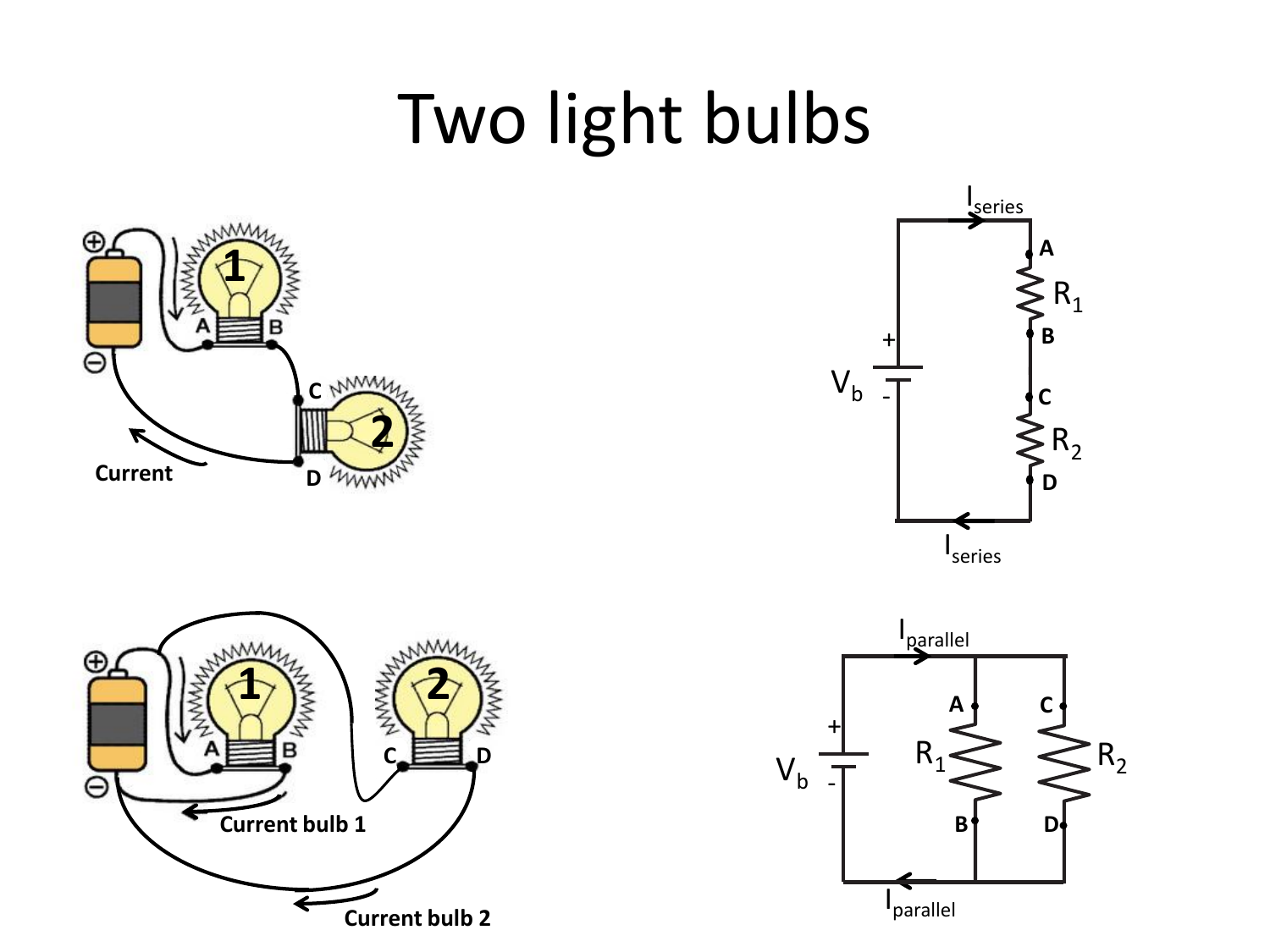# Two light bulbs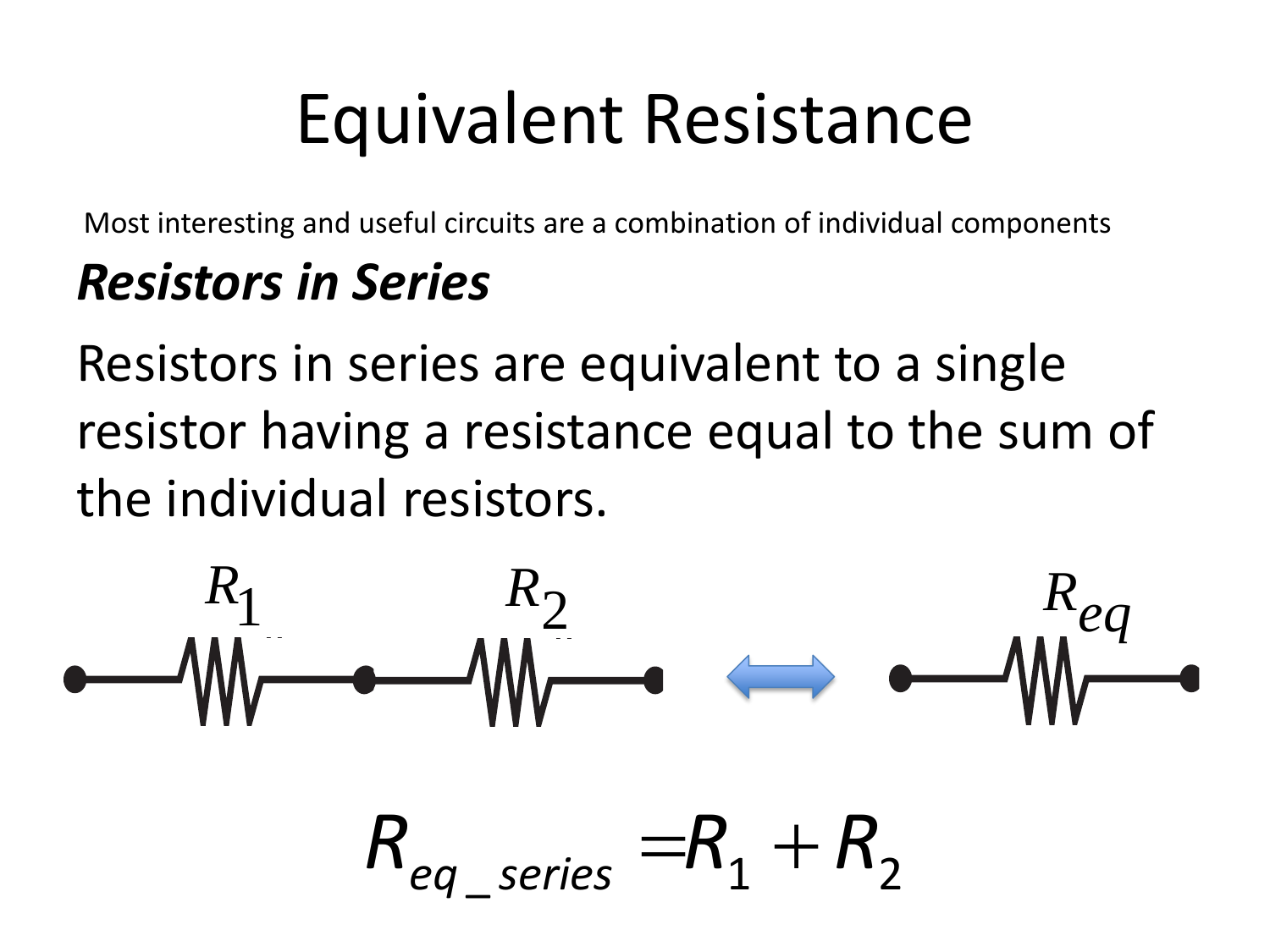# Equivalent Resistance

Most interesting and useful circuits are a combination of individual components

***Resistors in Series***

Resistors in series are equivalent to a single resistor having a resistance equal to the sum of the individual resistors.

$R_1$ $R_2$ $R_{eq}$

$$R_{eq\_series} = R_1 + R_2$$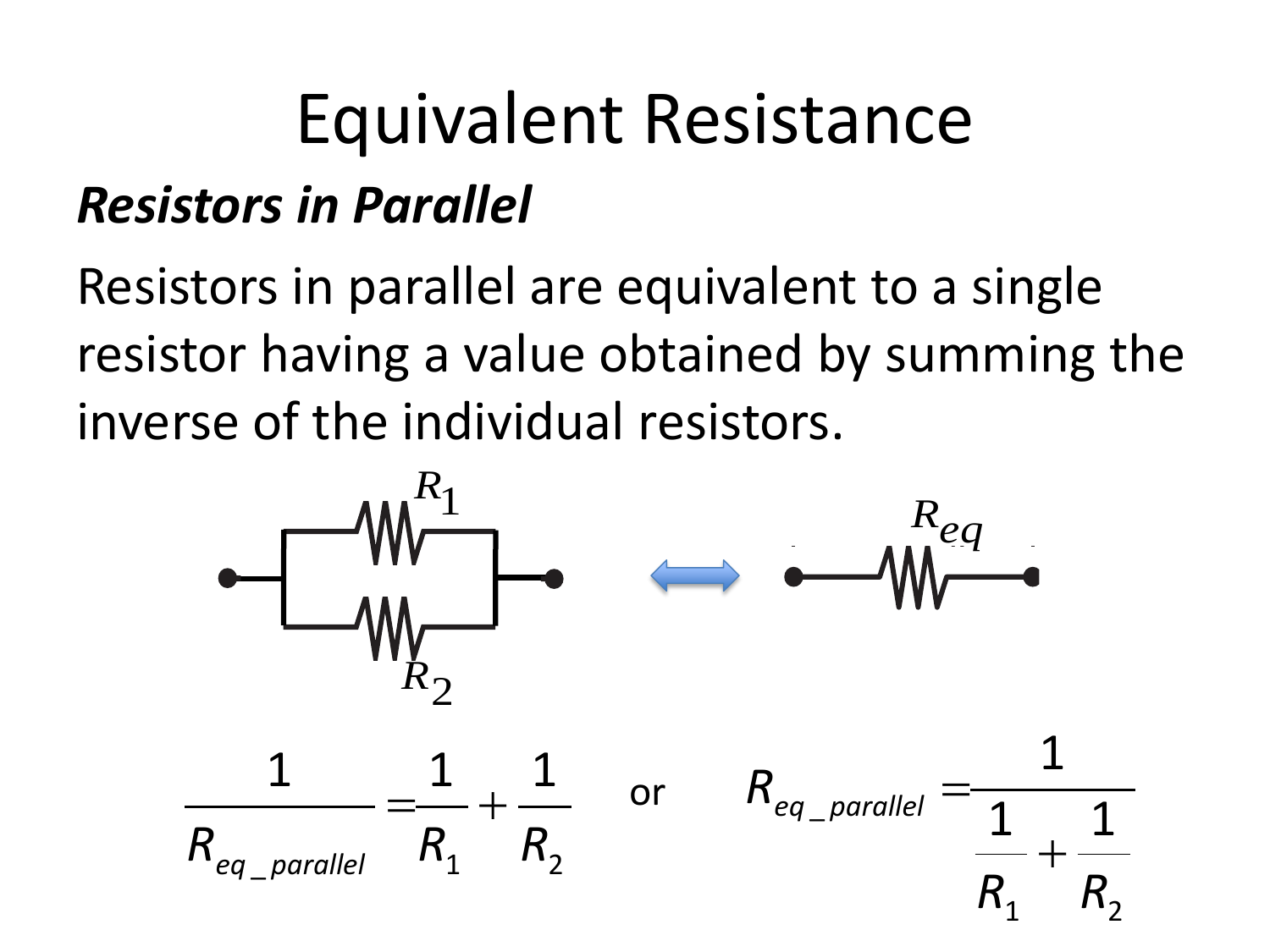# Equivalent Resistance

## *Resistors in Parallel*

Resistors in parallel are equivalent to a single resistor having a value obtained by summing the inverse of the individual resistors.

$$\frac{1}{R_{eq\_parallel}} = \frac{1}{R_1} + \frac{1}{R_2} \quad \text{or} \quad R_{eq\_parallel} = \frac{1}{\frac{1}{R_1} + \frac{1}{R_2}}$$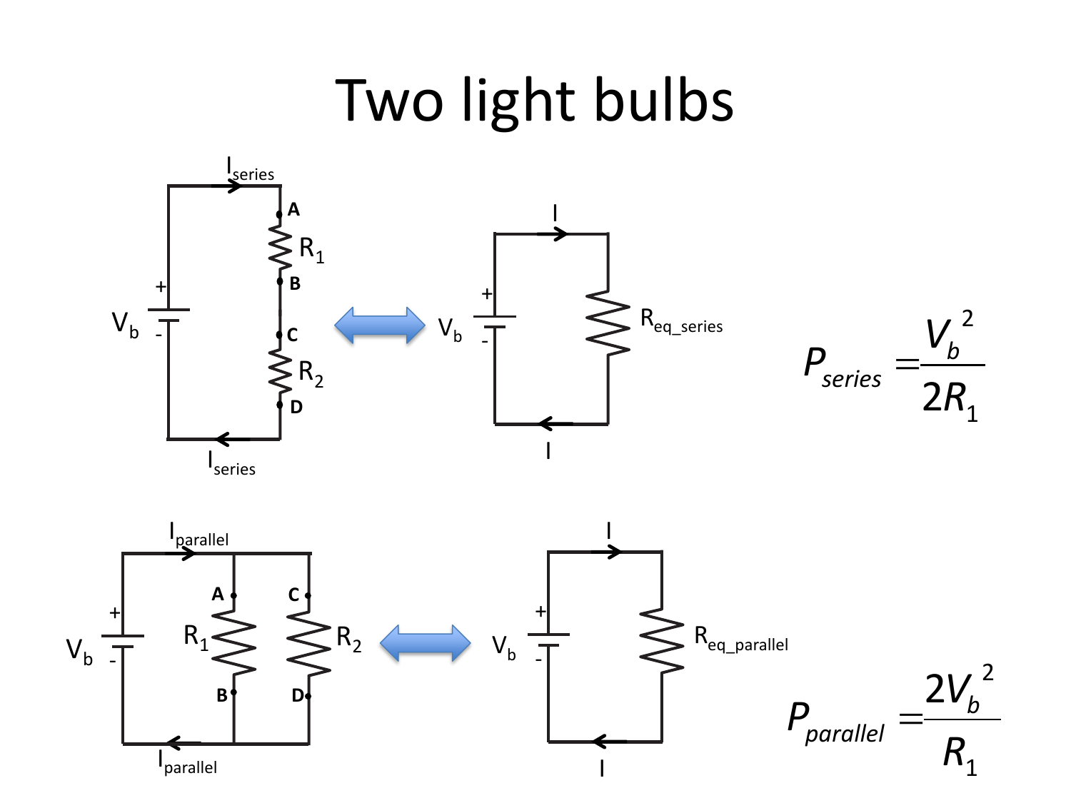# Two light bulbs

$$P_{series} = \frac{V_b^{\,2}}{2R_1}$$

$$P_{parallel} = \frac{2V_b^{\,2}}{R_1}$$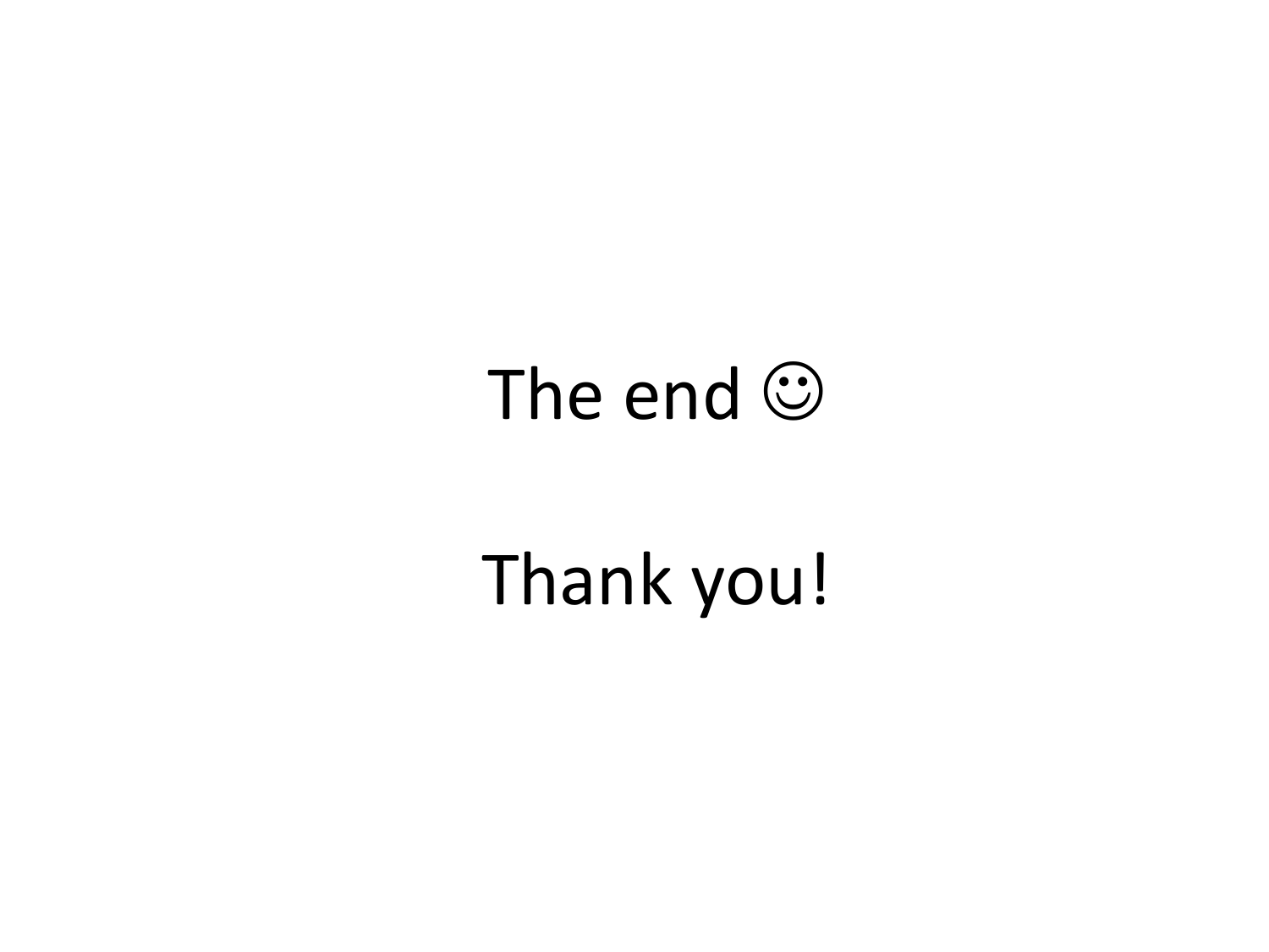The end ☺

Thank you!